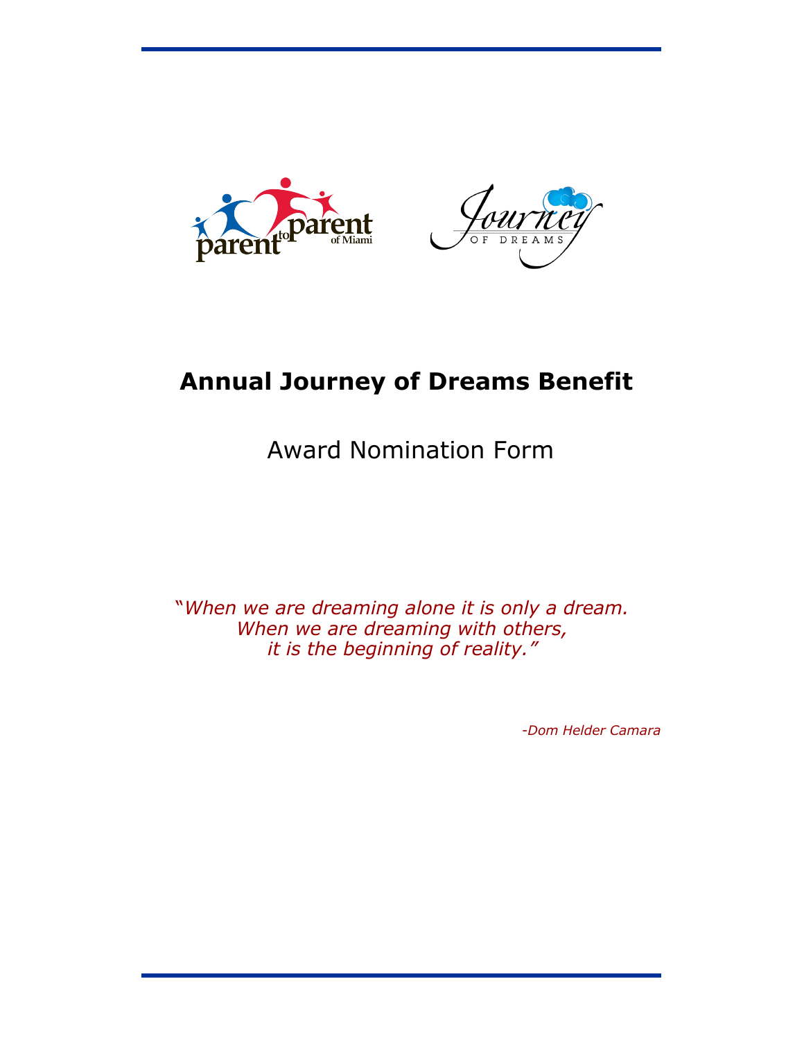# Annual Journey of Dreams Benefit

## Award Nomination Form

*"When we are dreaming alone it is only a dream.
When we are dreaming with others,
it is the beginning of reality."*

*-Dom Helder Camara*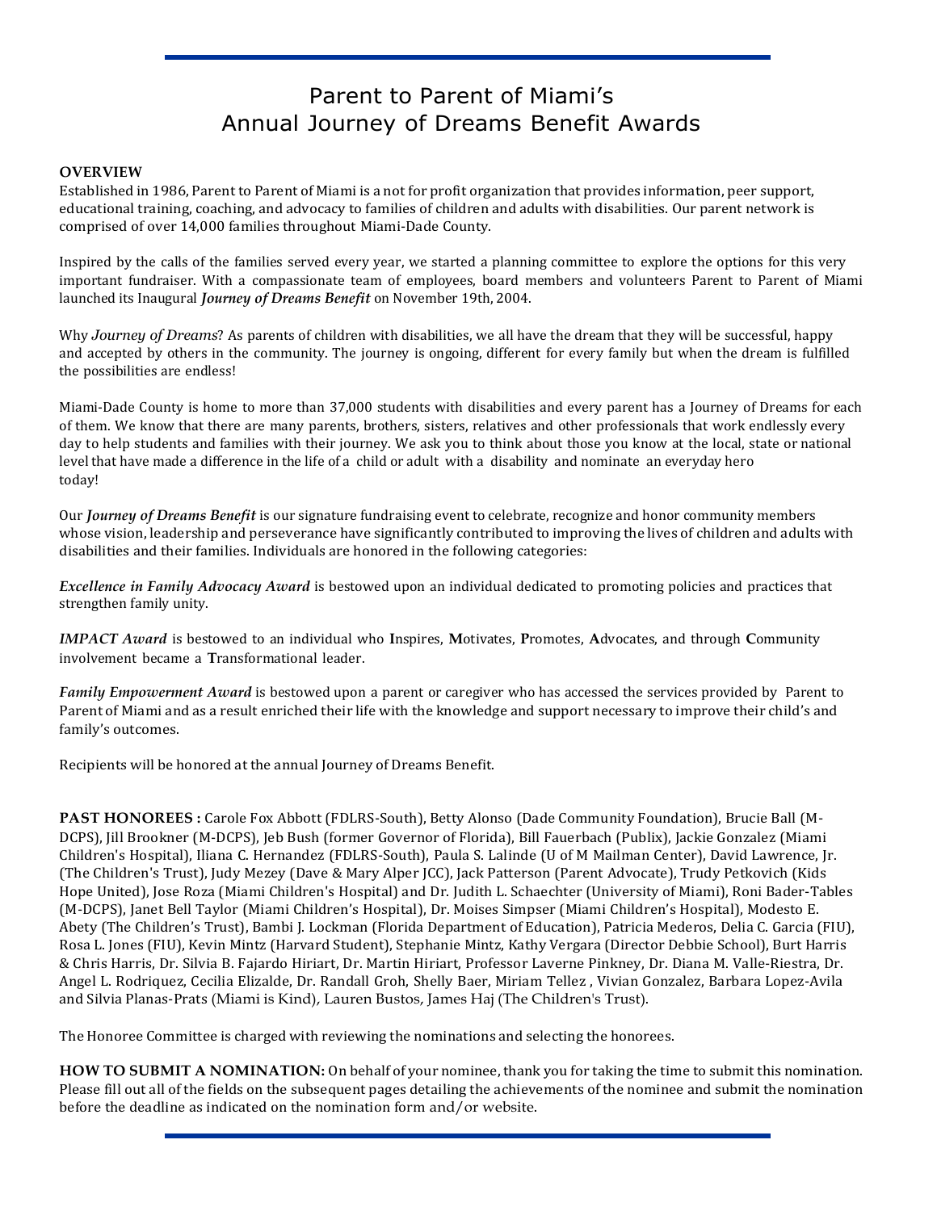# Parent to Parent of Miami's Annual Journey of Dreams Benefit Awards

**OVERVIEW**

Established in 1986, Parent to Parent of Miami is a not for profit organization that provides information, peer support, educational training, coaching, and advocacy to families of children and adults with disabilities. Our parent network is comprised of over 14,000 families throughout Miami-Dade County.

Inspired by the calls of the families served every year, we started a planning committee to explore the options for this very important fundraiser. With a compassionate team of employees, board members and volunteers Parent to Parent of Miami launched its Inaugural ***Journey of Dreams Benefit*** on November 19th, 2004.

Why *Journey of Dreams*? As parents of children with disabilities, we all have the dream that they will be successful, happy and accepted by others in the community. The journey is ongoing, different for every family but when the dream is fulfilled the possibilities are endless!

Miami-Dade County is home to more than 37,000 students with disabilities and every parent has a Journey of Dreams for each of them. We know that there are many parents, brothers, sisters, relatives and other professionals that work endlessly every day to help students and families with their journey. We ask you to think about those you know at the local, state or national level that have made a difference in the life of a child or adult with a disability and nominate an everyday hero today!

Our ***Journey of Dreams Benefit*** is our signature fundraising event to celebrate, recognize and honor community members whose vision, leadership and perseverance have significantly contributed to improving the lives of children and adults with disabilities and their families. Individuals are honored in the following categories:

***Excellence in Family Advocacy Award*** is bestowed upon an individual dedicated to promoting policies and practices that strengthen family unity.

***IMPACT Award*** is bestowed to an individual who **I**nspires, **M**otivates, **P**romotes, **A**dvocates, and through **C**ommunity involvement became a **T**ransformational leader.

***Family Empowerment Award*** is bestowed upon a parent or caregiver who has accessed the services provided by Parent to Parent of Miami and as a result enriched their life with the knowledge and support necessary to improve their child's and family's outcomes.

Recipients will be honored at the annual Journey of Dreams Benefit.

**PAST HONOREES :** Carole Fox Abbott (FDLRS-South), Betty Alonso (Dade Community Foundation), Brucie Ball (M-DCPS), Jill Brookner (M-DCPS), Jeb Bush (former Governor of Florida), Bill Fauerbach (Publix), Jackie Gonzalez (Miami Children's Hospital), Iliana C. Hernandez (FDLRS-South), Paula S. Lalinde (U of M Mailman Center), David Lawrence, Jr. (The Children's Trust), Judy Mezey (Dave & Mary Alper JCC), Jack Patterson (Parent Advocate), Trudy Petkovich (Kids Hope United), Jose Roza (Miami Children's Hospital) and Dr. Judith L. Schaechter (University of Miami), Roni Bader-Tables (M-DCPS), Janet Bell Taylor (Miami Children's Hospital), Dr. Moises Simpser (Miami Children's Hospital), Modesto E. Abety (The Children's Trust), Bambi J. Lockman (Florida Department of Education), Patricia Mederos, Delia C. Garcia (FIU), Rosa L. Jones (FIU), Kevin Mintz (Harvard Student), Stephanie Mintz, Kathy Vergara (Director Debbie School), Burt Harris & Chris Harris, Dr. Silvia B. Fajardo Hiriart, Dr. Martin Hiriart, Professor Laverne Pinkney, Dr. Diana M. Valle-Riestra, Dr. Angel L. Rodriquez, Cecilia Elizalde, Dr. Randall Groh, Shelly Baer, Miriam Tellez , Vivian Gonzalez, Barbara Lopez-Avila and Silvia Planas-Prats (Miami is Kind)*,* Lauren Bustos*,* James Haj (The Children's Trust).

The Honoree Committee is charged with reviewing the nominations and selecting the honorees.

**HOW TO SUBMIT A NOMINATION:** On behalf of your nominee, thank you for taking the time to submit this nomination. Please fill out all of the fields on the subsequent pages detailing the achievements of the nominee and submit the nomination before the deadline as indicated on the nomination form and/or website.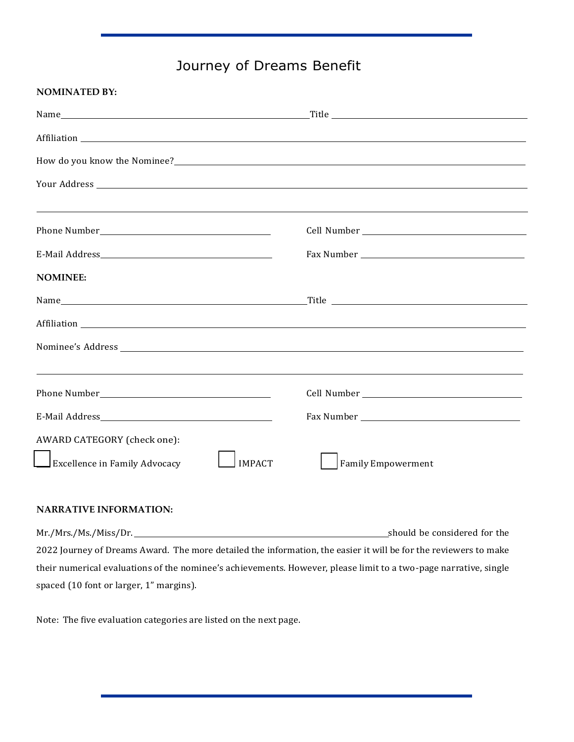# Journey of Dreams Benefit

**NOMINATED BY:**

Name\_\_\_\_\_\_\_\_\_\_\_\_\_\_\_\_\_\_\_\_\_\_\_\_\_\_\_\_\_\_\_\_\_\_\_\_\_\_\_\_ Title \_\_\_\_\_\_\_\_\_\_\_\_\_\_\_\_\_\_\_\_\_\_\_\_\_\_\_\_\_\_\_\_\_\_

Affiliation \_\_\_\_\_\_\_\_\_\_\_\_\_\_\_\_\_\_\_\_\_\_\_\_\_\_\_\_\_\_\_\_\_\_\_\_\_\_\_\_\_\_\_\_\_\_\_\_\_\_\_\_\_\_\_\_\_\_\_\_\_\_\_\_\_\_\_\_\_\_\_\_

How do you know the Nominee?\_\_\_\_\_\_\_\_\_\_\_\_\_\_\_\_\_\_\_\_\_\_\_\_\_\_\_\_\_\_\_\_\_\_\_\_\_\_\_\_\_\_\_\_\_\_\_\_\_\_\_\_\_\_\_\_

Your Address \_\_\_\_\_\_\_\_\_\_\_\_\_\_\_\_\_\_\_\_\_\_\_\_\_\_\_\_\_\_\_\_\_\_\_\_\_\_\_\_\_\_\_\_\_\_\_\_\_\_\_\_\_\_\_\_\_\_\_\_\_\_\_\_\_\_\_\_\_\_

\_\_\_\_\_\_\_\_\_\_\_\_\_\_\_\_\_\_\_\_\_\_\_\_\_\_\_\_\_\_\_\_\_\_\_\_\_\_\_\_\_\_\_\_\_\_\_\_\_\_\_\_\_\_\_\_\_\_\_\_\_\_\_\_\_\_\_\_\_\_\_\_\_\_\_\_\_\_\_\_\_\_

Phone Number\_\_\_\_\_\_\_\_\_\_\_\_\_\_\_\_\_\_\_\_\_\_\_\_\_\_\_\_ Cell Number \_\_\_\_\_\_\_\_\_\_\_\_\_\_\_\_\_\_\_\_\_\_\_\_\_\_\_\_

E-Mail Address\_\_\_\_\_\_\_\_\_\_\_\_\_\_\_\_\_\_\_\_\_\_\_\_\_\_\_\_ Fax Number \_\_\_\_\_\_\_\_\_\_\_\_\_\_\_\_\_\_\_\_\_\_\_\_\_\_\_\_

**NOMINEE:**

Name\_\_\_\_\_\_\_\_\_\_\_\_\_\_\_\_\_\_\_\_\_\_\_\_\_\_\_\_\_\_\_\_\_\_\_\_\_\_\_\_ Title \_\_\_\_\_\_\_\_\_\_\_\_\_\_\_\_\_\_\_\_\_\_\_\_\_\_\_\_\_\_\_\_\_\_

Affiliation \_\_\_\_\_\_\_\_\_\_\_\_\_\_\_\_\_\_\_\_\_\_\_\_\_\_\_\_\_\_\_\_\_\_\_\_\_\_\_\_\_\_\_\_\_\_\_\_\_\_\_\_\_\_\_\_\_\_\_\_\_\_\_\_\_\_\_\_\_\_\_\_

Nominee's Address \_\_\_\_\_\_\_\_\_\_\_\_\_\_\_\_\_\_\_\_\_\_\_\_\_\_\_\_\_\_\_\_\_\_\_\_\_\_\_\_\_\_\_\_\_\_\_\_\_\_\_\_\_\_\_\_\_\_\_\_\_\_\_\_\_\_

\_\_\_\_\_\_\_\_\_\_\_\_\_\_\_\_\_\_\_\_\_\_\_\_\_\_\_\_\_\_\_\_\_\_\_\_\_\_\_\_\_\_\_\_\_\_\_\_\_\_\_\_\_\_\_\_\_\_\_\_\_\_\_\_\_\_\_\_\_\_\_\_\_\_\_\_\_\_\_\_\_\_

Phone Number\_\_\_\_\_\_\_\_\_\_\_\_\_\_\_\_\_\_\_\_\_\_\_\_\_\_\_\_ Cell Number \_\_\_\_\_\_\_\_\_\_\_\_\_\_\_\_\_\_\_\_\_\_\_\_\_\_\_\_

E-Mail Address\_\_\_\_\_\_\_\_\_\_\_\_\_\_\_\_\_\_\_\_\_\_\_\_\_\_\_\_ Fax Number \_\_\_\_\_\_\_\_\_\_\_\_\_\_\_\_\_\_\_\_\_\_\_\_\_\_\_\_

AWARD CATEGORY (check one):

☐ Excellence in Family Advocacy ☐ IMPACT ☐ Family Empowerment

**NARRATIVE INFORMATION:**

Mr./Mrs./Ms./Miss/Dr. \_\_\_\_\_\_\_\_\_\_\_\_\_\_\_\_\_\_\_\_\_\_\_\_\_\_\_\_\_\_\_\_\_\_\_\_\_\_\_\_\_\_\_\_ should be considered for the 2022 Journey of Dreams Award. The more detailed the information, the easier it will be for the reviewers to make their numerical evaluations of the nominee's achievements. However, please limit to a two-page narrative, single spaced (10 font or larger, 1" margins).

Note: The five evaluation categories are listed on the next page.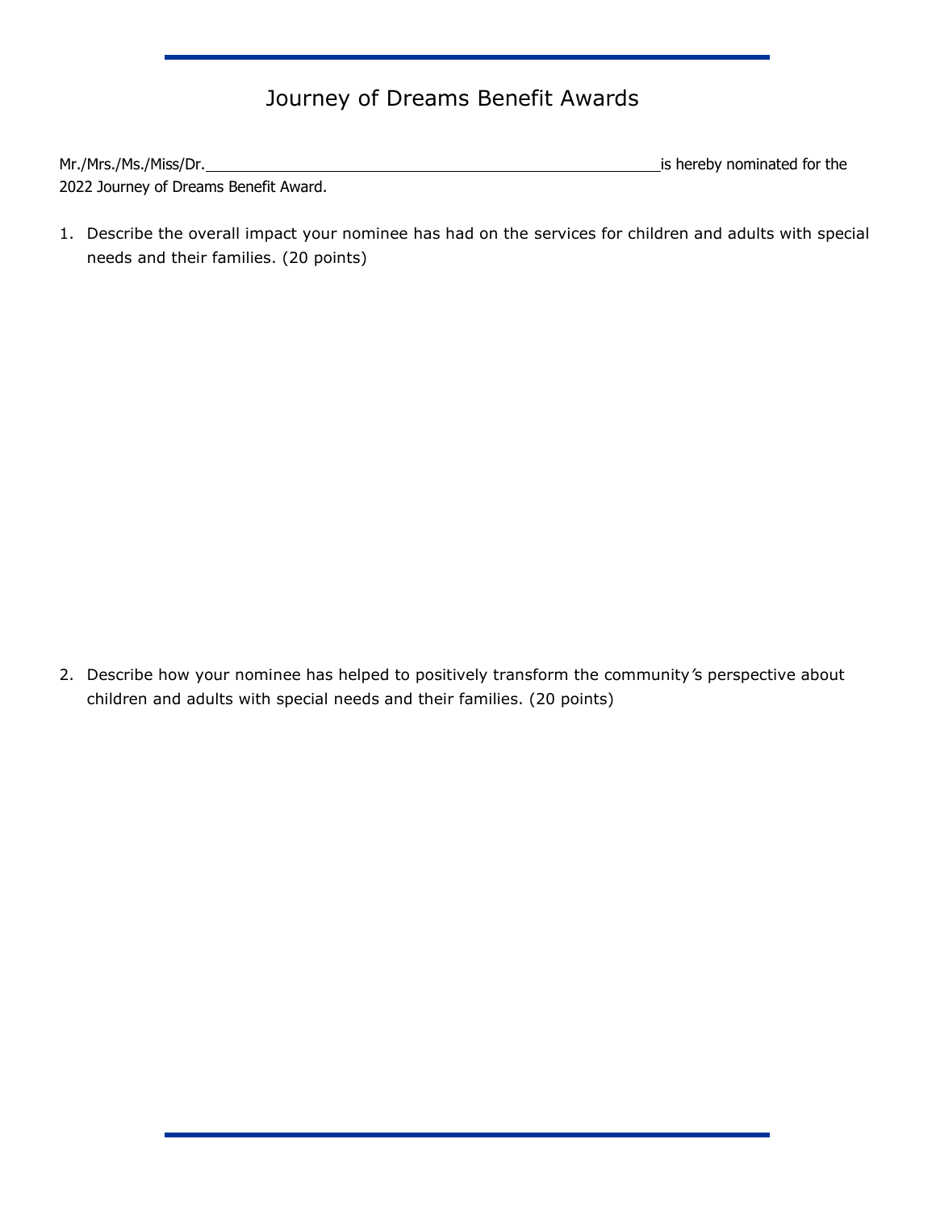# Journey of Dreams Benefit Awards

Mr./Mrs./Ms./Miss/Dr.\_\_\_\_\_\_\_\_\_\_\_\_\_\_\_\_\_\_\_\_\_\_\_\_\_\_\_\_\_\_\_\_\_\_\_\_\_\_\_\_\_\_\_\_\_\_\_\_\_\_\_\_\_\_is hereby nominated for the 2022 Journey of Dreams Benefit Award.

1. Describe the overall impact your nominee has had on the services for children and adults with special needs and their families. (20 points)

2. Describe how your nominee has helped to positively transform the community's perspective about children and adults with special needs and their families. (20 points)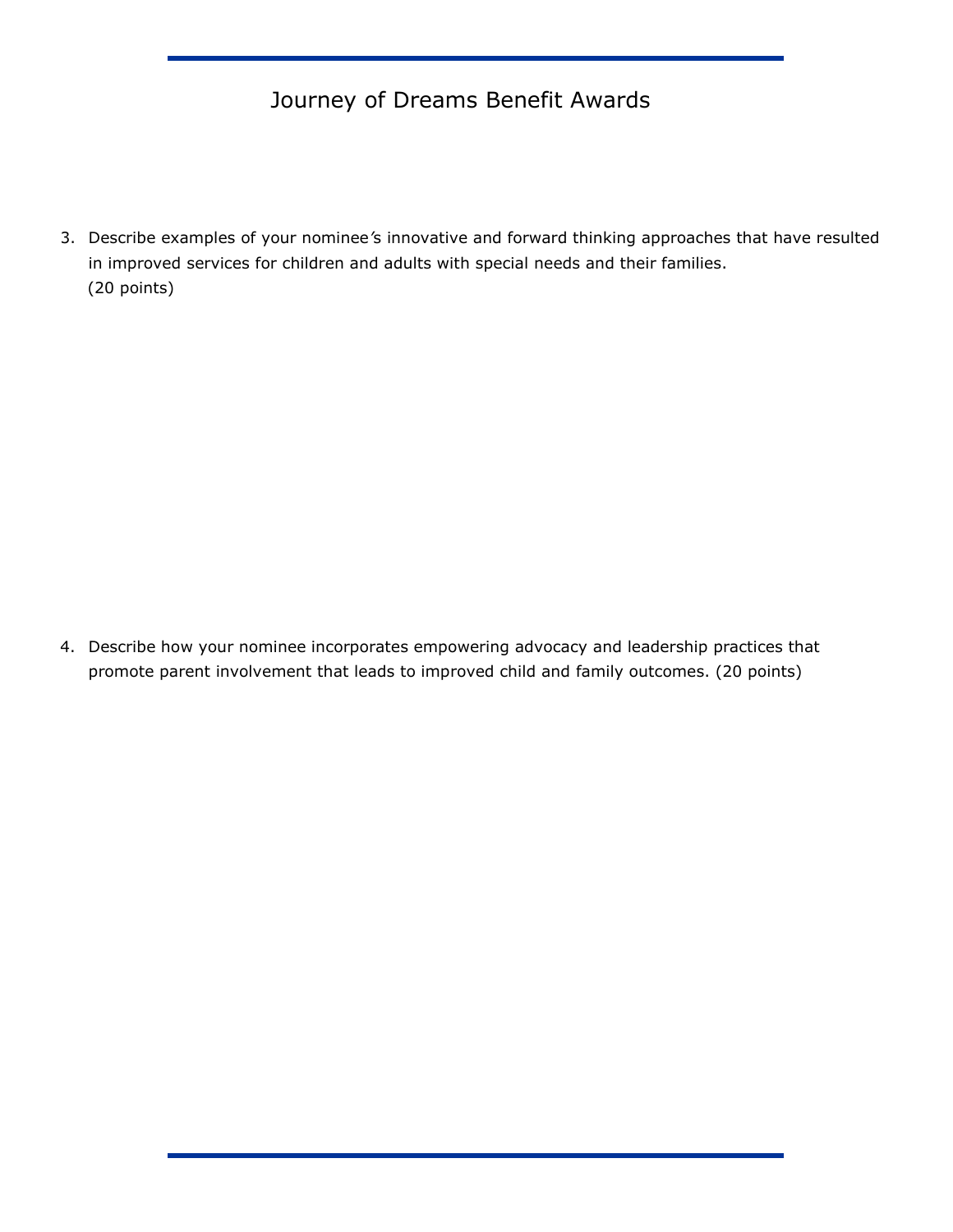# Journey of Dreams Benefit Awards

3. Describe examples of your nominee's innovative and forward thinking approaches that have resulted in improved services for children and adults with special needs and their families. (20 points)

4. Describe how your nominee incorporates empowering advocacy and leadership practices that promote parent involvement that leads to improved child and family outcomes. (20 points)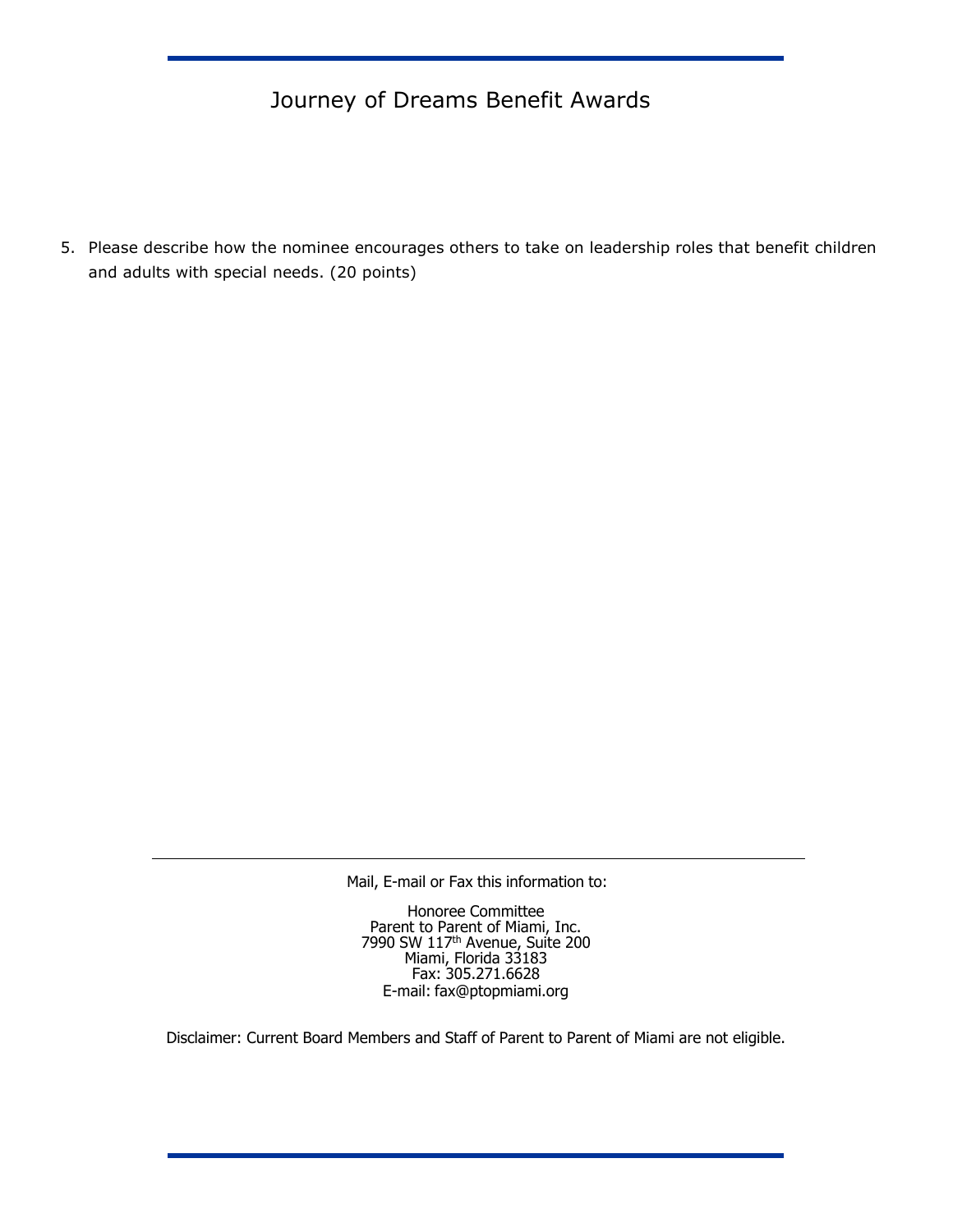5. Please describe how the nominee encourages others to take on leadership roles that benefit children and adults with special needs. (20 points)

---

Mail, E-mail or Fax this information to:

Honoree Committee
Parent to Parent of Miami, Inc.
7990 SW 117th Avenue, Suite 200
Miami, Florida 33183
Fax: 305.271.6628
E-mail: fax@ptopmiami.org

Disclaimer: Current Board Members and Staff of Parent to Parent of Miami are not eligible.